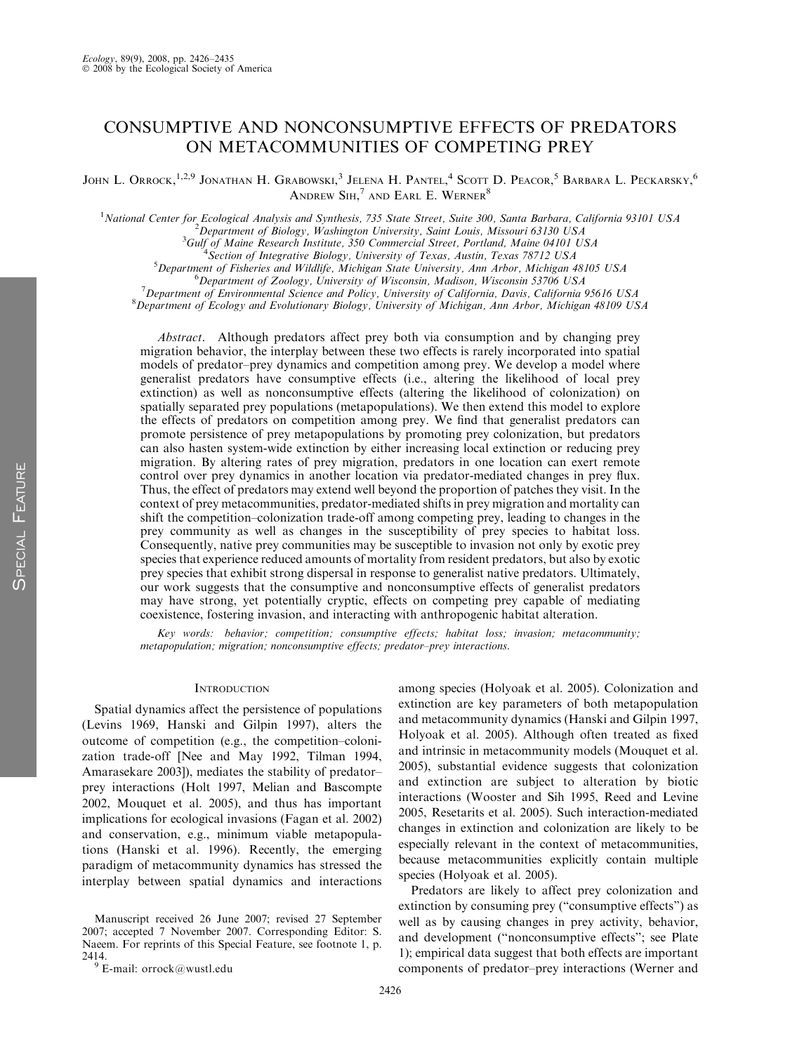# CONSUMPTIVE AND NONCONSUMPTIVE EFFECTS OF PREDATORS ON METACOMMUNITIES OF COMPETING PREY

John L. Orrock,[1,2,9] Jonathan H. Grabowski,[3] Jelena H. Pantel,[4] Scott D. Peacor,[5] Barbara L. Peckarsky,[6] Andrew Sih,[7] and Earl E. Werner[8]

[1]National Center for Ecological Analysis and Synthesis, 735 State Street, Suite 300, Santa Barbara, California 93101 USA
[2]Department of Biology, Washington University, Saint Louis, Missouri 63130 USA
[3]Gulf of Maine Research Institute, 350 Commercial Street, Portland, Maine 04101 USA
[4]Section of Integrative Biology, University of Texas, Austin, Texas 78712 USA
[5]Department of Fisheries and Wildlife, Michigan State University, Ann Arbor, Michigan 48105 USA
[6]Department of Zoology, University of Wisconsin, Madison, Wisconsin 53706 USA
[7]Department of Environmental Science and Policy, University of California, Davis, California 95616 USA
[8]Department of Ecology and Evolutionary Biology, University of Michigan, Ann Arbor, Michigan 48109 USA

*Abstract*. Although predators affect prey both via consumption and by changing prey migration behavior, the interplay between these two effects is rarely incorporated into spatial models of predator–prey dynamics and competition among prey. We develop a model where generalist predators have consumptive effects (i.e., altering the likelihood of local prey extinction) as well as nonconsumptive effects (altering the likelihood of colonization) on spatially separated prey populations (metapopulations). We then extend this model to explore the effects of predators on competition among prey. We find that generalist predators can promote persistence of prey metapopulations by promoting prey colonization, but predators can also hasten system-wide extinction by either increasing local extinction or reducing prey migration. By altering rates of prey migration, predators in one location can exert remote control over prey dynamics in another location via predator-mediated changes in prey flux. Thus, the effect of predators may extend well beyond the proportion of patches they visit. In the context of prey metacommunities, predator-mediated shifts in prey migration and mortality can shift the competition–colonization trade-off among competing prey, leading to changes in the prey community as well as changes in the susceptibility of prey species to habitat loss. Consequently, native prey communities may be susceptible to invasion not only by exotic prey species that experience reduced amounts of mortality from resident predators, but also by exotic prey species that exhibit strong dispersal in response to generalist native predators. Ultimately, our work suggests that the consumptive and nonconsumptive effects of generalist predators may have strong, yet potentially cryptic, effects on competing prey capable of mediating coexistence, fostering invasion, and interacting with anthropogenic habitat alteration.

*Key words: behavior; competition; consumptive effects; habitat loss; invasion; metacommunity; metapopulation; migration; nonconsumptive effects; predator–prey interactions.*

## Introduction

Spatial dynamics affect the persistence of populations (Levins 1969, Hanski and Gilpin 1997), alters the outcome of competition (e.g., the competition–colonization trade-off [Nee and May 1992, Tilman 1994, Amarasekare 2003]), mediates the stability of predator–prey interactions (Holt 1997, Melian and Bascompte 2002, Mouquet et al. 2005), and thus has important implications for ecological invasions (Fagan et al. 2002) and conservation, e.g., minimum viable metapopulations (Hanski et al. 1996). Recently, the emerging paradigm of metacommunity dynamics has stressed the interplay between spatial dynamics and interactions among species (Holyoak et al. 2005). Colonization and extinction are key parameters of both metapopulation and metacommunity dynamics (Hanski and Gilpin 1997, Holyoak et al. 2005). Although often treated as fixed and intrinsic in metacommunity models (Mouquet et al. 2005), substantial evidence suggests that colonization and extinction are subject to alteration by biotic interactions (Wooster and Sih 1995, Reed and Levine 2005, Resetarits et al. 2005). Such interaction-mediated changes in extinction and colonization are likely to be especially relevant in the context of metacommunities, because metacommunities explicitly contain multiple species (Holyoak et al. 2005).

Predators are likely to affect prey colonization and extinction by consuming prey ("consumptive effects") as well as by causing changes in prey activity, behavior, and development ("nonconsumptive effects"; see Plate 1); empirical data suggest that both effects are important components of predator–prey interactions (Werner and

Manuscript received 26 June 2007; revised 27 September 2007; accepted 7 November 2007. Corresponding Editor: S. Naeem. For reprints of this Special Feature, see footnote 1, p. 2414.

[9] E-mail: orrock@wustl.edu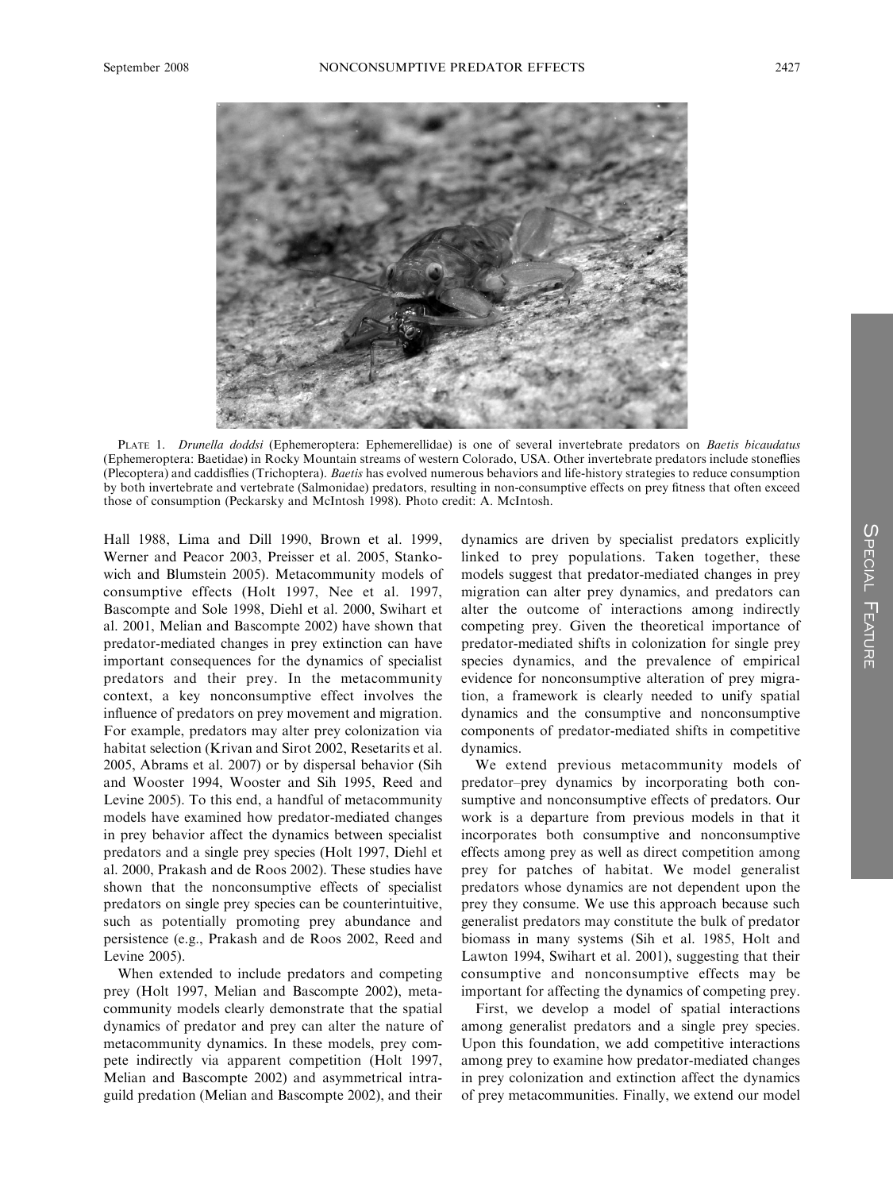PLATE 1. *Drunella doddsi* (Ephemeroptera: Ephemerellidae) is one of several invertebrate predators on *Baetis bicaudatus* (Ephemeroptera: Baetidae) in Rocky Mountain streams of western Colorado, USA. Other invertebrate predators include stoneflies (Plecoptera) and caddisflies (Trichoptera). *Baetis* has evolved numerous behaviors and life-history strategies to reduce consumption by both invertebrate and vertebrate (Salmonidae) predators, resulting in non-consumptive effects on prey fitness that often exceed those of consumption (Peckarsky and McIntosh 1998). Photo credit: A. McIntosh.

Hall 1988, Lima and Dill 1990, Brown et al. 1999, Werner and Peacor 2003, Preisser et al. 2005, Stankowich and Blumstein 2005). Metacommunity models of consumptive effects (Holt 1997, Nee et al. 1997, Bascompte and Sole 1998, Diehl et al. 2000, Swihart et al. 2001, Melian and Bascompte 2002) have shown that predator-mediated changes in prey extinction can have important consequences for the dynamics of specialist predators and their prey. In the metacommunity context, a key nonconsumptive effect involves the influence of predators on prey movement and migration. For example, predators may alter prey colonization via habitat selection (Krivan and Sirot 2002, Resetarits et al. 2005, Abrams et al. 2007) or by dispersal behavior (Sih and Wooster 1994, Wooster and Sih 1995, Reed and Levine 2005). To this end, a handful of metacommunity models have examined how predator-mediated changes in prey behavior affect the dynamics between specialist predators and a single prey species (Holt 1997, Diehl et al. 2000, Prakash and de Roos 2002). These studies have shown that the nonconsumptive effects of specialist predators on single prey species can be counterintuitive, such as potentially promoting prey abundance and persistence (e.g., Prakash and de Roos 2002, Reed and Levine 2005).

When extended to include predators and competing prey (Holt 1997, Melian and Bascompte 2002), metacommunity models clearly demonstrate that the spatial dynamics of predator and prey can alter the nature of metacommunity dynamics. In these models, prey compete indirectly via apparent competition (Holt 1997, Melian and Bascompte 2002) and asymmetrical intraguild predation (Melian and Bascompte 2002), and their dynamics are driven by specialist predators explicitly linked to prey populations. Taken together, these models suggest that predator-mediated changes in prey migration can alter prey dynamics, and predators can alter the outcome of interactions among indirectly competing prey. Given the theoretical importance of predator-mediated shifts in colonization for single prey species dynamics, and the prevalence of empirical evidence for nonconsumptive alteration of prey migration, a framework is clearly needed to unify spatial dynamics and the consumptive and nonconsumptive components of predator-mediated shifts in competitive dynamics.

We extend previous metacommunity models of predator–prey dynamics by incorporating both consumptive and nonconsumptive effects of predators. Our work is a departure from previous models in that it incorporates both consumptive and nonconsumptive effects among prey as well as direct competition among prey for patches of habitat. We model generalist predators whose dynamics are not dependent upon the prey they consume. We use this approach because such generalist predators may constitute the bulk of predator biomass in many systems (Sih et al. 1985, Holt and Lawton 1994, Swihart et al. 2001), suggesting that their consumptive and nonconsumptive effects may be important for affecting the dynamics of competing prey.

First, we develop a model of spatial interactions among generalist predators and a single prey species. Upon this foundation, we add competitive interactions among prey to examine how predator-mediated changes in prey colonization and extinction affect the dynamics of prey metacommunities. Finally, we extend our model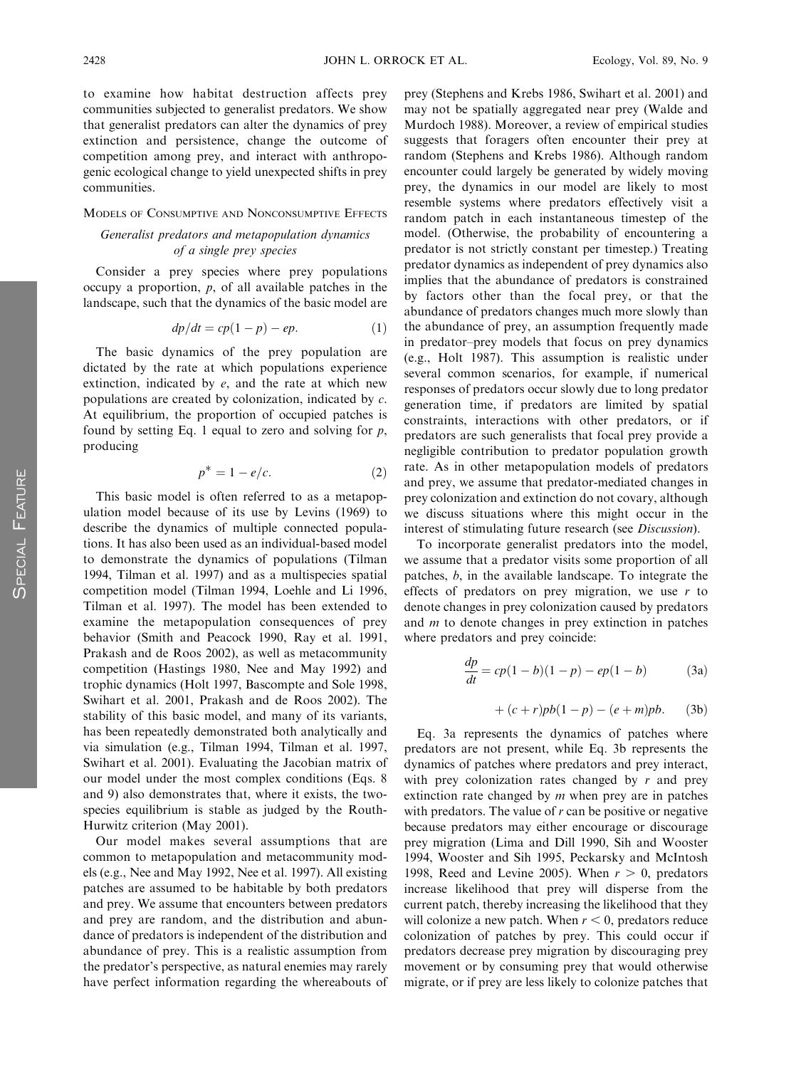to examine how habitat destruction affects prey communities subjected to generalist predators. We show that generalist predators can alter the dynamics of prey extinction and persistence, change the outcome of competition among prey, and interact with anthropogenic ecological change to yield unexpected shifts in prey communities.

## Models of Consumptive and Nonconsumptive Effects

### *Generalist predators and metapopulation dynamics of a single prey species*

Consider a prey species where prey populations occupy a proportion, $p$, of all available patches in the landscape, such that the dynamics of the basic model are

$$dp/dt = cp(1 - p) - ep. \tag{1}$$

The basic dynamics of the prey population are dictated by the rate at which populations experience extinction, indicated by $e$, and the rate at which new populations are created by colonization, indicated by $c$. At equilibrium, the proportion of occupied patches is found by setting Eq. 1 equal to zero and solving for $p$, producing

$$p^* = 1 - e/c. \tag{2}$$

This basic model is often referred to as a metapopulation model because of its use by Levins (1969) to describe the dynamics of multiple connected populations. It has also been used as an individual-based model to demonstrate the dynamics of populations (Tilman 1994, Tilman et al. 1997) and as a multispecies spatial competition model (Tilman 1994, Loehle and Li 1996, Tilman et al. 1997). The model has been extended to examine the metapopulation consequences of prey behavior (Smith and Peacock 1990, Ray et al. 1991, Prakash and de Roos 2002), as well as metacommunity competition (Hastings 1980, Nee and May 1992) and trophic dynamics (Holt 1997, Bascompte and Sole 1998, Swihart et al. 2001, Prakash and de Roos 2002). The stability of this basic model, and many of its variants, has been repeatedly demonstrated both analytically and via simulation (e.g., Tilman 1994, Tilman et al. 1997, Swihart et al. 2001). Evaluating the Jacobian matrix of our model under the most complex conditions (Eqs. 8 and 9) also demonstrates that, where it exists, the two-species equilibrium is stable as judged by the Routh-Hurwitz criterion (May 2001).

Our model makes several assumptions that are common to metapopulation and metacommunity models (e.g., Nee and May 1992, Nee et al. 1997). All existing patches are assumed to be habitable by both predators and prey. We assume that encounters between predators and prey are random, and the distribution and abundance of predators is independent of the distribution and abundance of prey. This is a realistic assumption from the predator's perspective, as natural enemies may rarely have perfect information regarding the whereabouts of prey (Stephens and Krebs 1986, Swihart et al. 2001) and may not be spatially aggregated near prey (Walde and Murdoch 1988). Moreover, a review of empirical studies suggests that foragers often encounter their prey at random (Stephens and Krebs 1986). Although random encounter could largely be generated by widely moving prey, the dynamics in our model are likely to most resemble systems where predators effectively visit a random patch in each instantaneous timestep of the model. (Otherwise, the probability of encountering a predator is not strictly constant per timestep.) Treating predator dynamics as independent of prey dynamics also implies that the abundance of predators is constrained by factors other than the focal prey, or that the abundance of predators changes much more slowly than the abundance of prey, an assumption frequently made in predator–prey models that focus on prey dynamics (e.g., Holt 1987). This assumption is realistic under several common scenarios, for example, if numerical responses of predators occur slowly due to long predator generation time, if predators are limited by spatial constraints, interactions with other predators, or if predators are such generalists that focal prey provide a negligible contribution to predator population growth rate. As in other metapopulation models of predators and prey, we assume that predator-mediated changes in prey colonization and extinction do not covary, although we discuss situations where this might occur in the interest of stimulating future research (see *Discussion*).

To incorporate generalist predators into the model, we assume that a predator visits some proportion of all patches, $b$, in the available landscape. To integrate the effects of predators on prey migration, we use $r$ to denote changes in prey colonization caused by predators and $m$ to denote changes in prey extinction in patches where predators and prey coincide:

$$\frac{dp}{dt} = cp(1 - b)(1 - p) - ep(1 - b) \tag{3a}$$

$$+ (c + r)pb(1 - p) - (e + m)pb. \tag{3b}$$

Eq. 3a represents the dynamics of patches where predators are not present, while Eq. 3b represents the dynamics of patches where predators and prey interact, with prey colonization rates changed by $r$ and prey extinction rate changed by $m$ when prey are in patches with predators. The value of $r$ can be positive or negative because predators may either encourage or discourage prey migration (Lima and Dill 1990, Sih and Wooster 1994, Wooster and Sih 1995, Peckarsky and McIntosh 1998, Reed and Levine 2005). When $r > 0$, predators increase likelihood that prey will disperse from the current patch, thereby increasing the likelihood that they will colonize a new patch. When $r < 0$, predators reduce colonization of patches by prey. This could occur if predators decrease prey migration by discouraging prey movement or by consuming prey that would otherwise migrate, or if prey are less likely to colonize patches that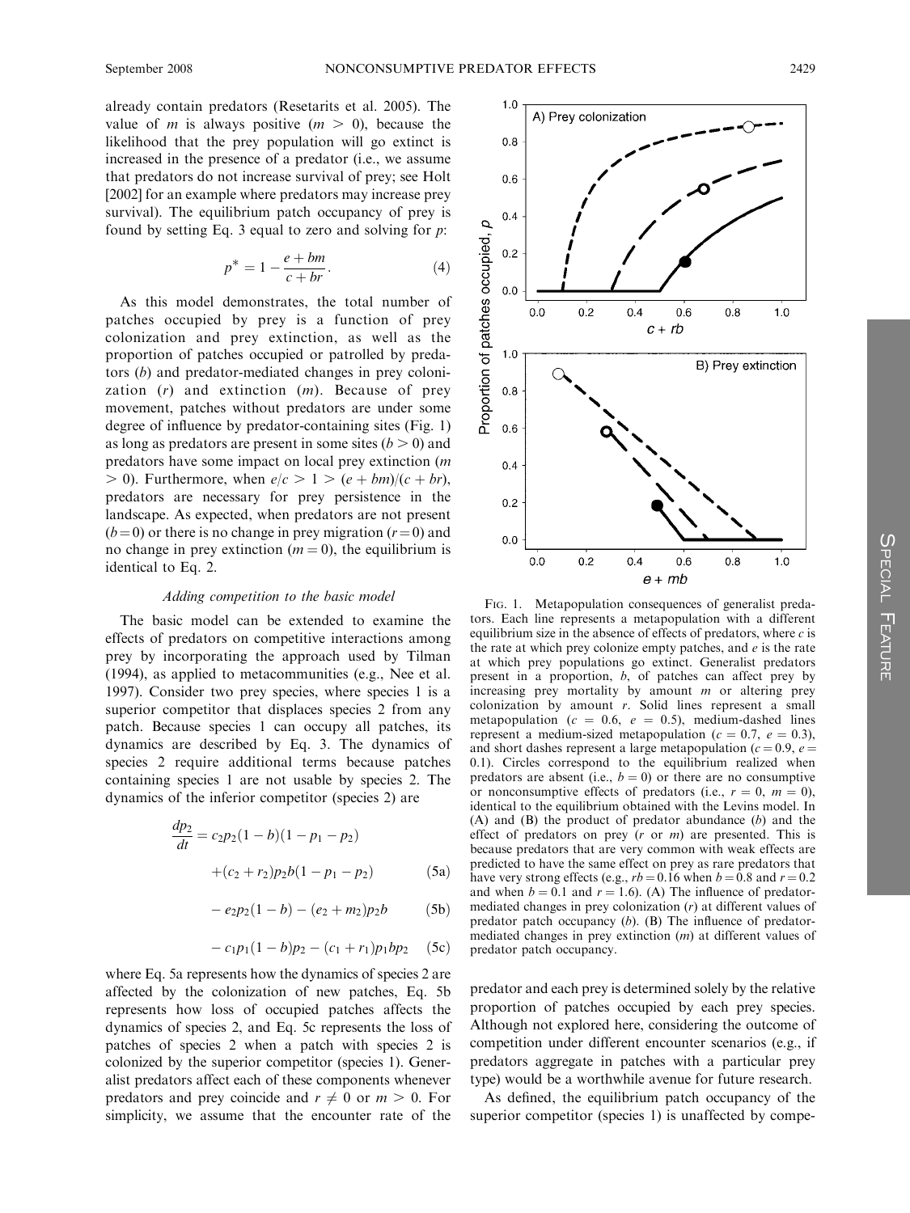already contain predators (Resetarits et al. 2005). The value of $m$ is always positive ($m > 0$), because the likelihood that the prey population will go extinct is increased in the presence of a predator (i.e., we assume that predators do not increase survival of prey; see Holt [2002] for an example where predators may increase prey survival). The equilibrium patch occupancy of prey is found by setting Eq. 3 equal to zero and solving for $p$:

$$p^* = 1 - \frac{e + bm}{c + br}. \tag{4}$$

As this model demonstrates, the total number of patches occupied by prey is a function of prey colonization and prey extinction, as well as the proportion of patches occupied or patrolled by predators ($b$) and predator-mediated changes in prey colonization ($r$) and extinction ($m$). Because of prey movement, patches without predators are under some degree of influence by predator-containing sites (Fig. 1) as long as predators are present in some sites ($b > 0$) and predators have some impact on local prey extinction ($m > 0$). Furthermore, when $e/c > 1 > (e + bm)/(c + br)$, predators are necessary for prey persistence in the landscape. As expected, when predators are not present ($b = 0$) or there is no change in prey migration ($r = 0$) and no change in prey extinction ($m = 0$), the equilibrium is identical to Eq. 2.

### *Adding competition to the basic model*

The basic model can be extended to examine the effects of predators on competitive interactions among prey by incorporating the approach used by Tilman (1994), as applied to metacommunities (e.g., Nee et al. 1997). Consider two prey species, where species 1 is a superior competitor that displaces species 2 from any patch. Because species 1 can occupy all patches, its dynamics are described by Eq. 3. The dynamics of species 2 require additional terms because patches containing species 1 are not usable by species 2. The dynamics of the inferior competitor (species 2) are

$$\frac{dp_2}{dt} = c_2p_2(1 - b)(1 - p_1 - p_2) + (c_2 + r_2)p_2b(1 - p_1 - p_2) \tag{5a}$$

$$- e_2p_2(1 - b) - (e_2 + m_2)p_2b \tag{5b}$$

$$- c_1p_1(1 - b)p_2 - (c_1 + r_1)p_1bp_2 \tag{5c}$$

where Eq. 5a represents how the dynamics of species 2 are affected by the colonization of new patches, Eq. 5b represents how loss of occupied patches affects the dynamics of species 2, and Eq. 5c represents the loss of patches of species 2 when a patch with species 2 is colonized by the superior competitor (species 1). Generalist predators affect each of these components whenever predators and prey coincide and $r \neq 0$ or $m > 0$. For simplicity, we assume that the encounter rate of the predator and each prey is determined solely by the relative proportion of patches occupied by each prey species. Although not explored here, considering the outcome of competition under different encounter scenarios (e.g., if predators aggregate in patches with a particular prey type) would be a worthwhile avenue for future research.

As defined, the equilibrium patch occupancy of the superior competitor (species 1) is unaffected by compe-

FIG. 1. Metapopulation consequences of generalist predators. Each line represents a metapopulation with a different equilibrium size in the absence of effects of predators, where $c$ is the rate at which prey colonize empty patches, and $e$ is the rate at which prey populations go extinct. Generalist predators present in a proportion, $b$, of patches can affect prey by increasing prey mortality by amount $m$ or altering prey colonization by amount $r$. Solid lines represent a small metapopulation ($c = 0.6$, $e = 0.5$), medium-dashed lines represent a medium-sized metapopulation ($c = 0.7$, $e = 0.3$), and short dashes represent a large metapopulation ($c = 0.9$, $e = 0.1$). Circles correspond to the equilibrium realized when predators are absent (i.e., $b = 0$) or there are no consumptive or nonconsumptive effects of predators (i.e., $r = 0$, $m = 0$), identical to the equilibrium obtained with the Levins model. In (A) and (B) the product of predator abundance ($b$) and the effect of predators on prey ($r$ or $m$) are presented. This is because predators that are very common with weak effects are predicted to have the same effect on prey as rare predators that have very strong effects (e.g., $rb = 0.16$ when $b = 0.8$ and $r = 0.2$ and when $b = 0.1$ and $r = 1.6$). (A) The influence of predator-mediated changes in prey colonization ($r$) at different values of predator patch occupancy ($b$). (B) The influence of predator-mediated changes in prey extinction ($m$) at different values of predator patch occupancy.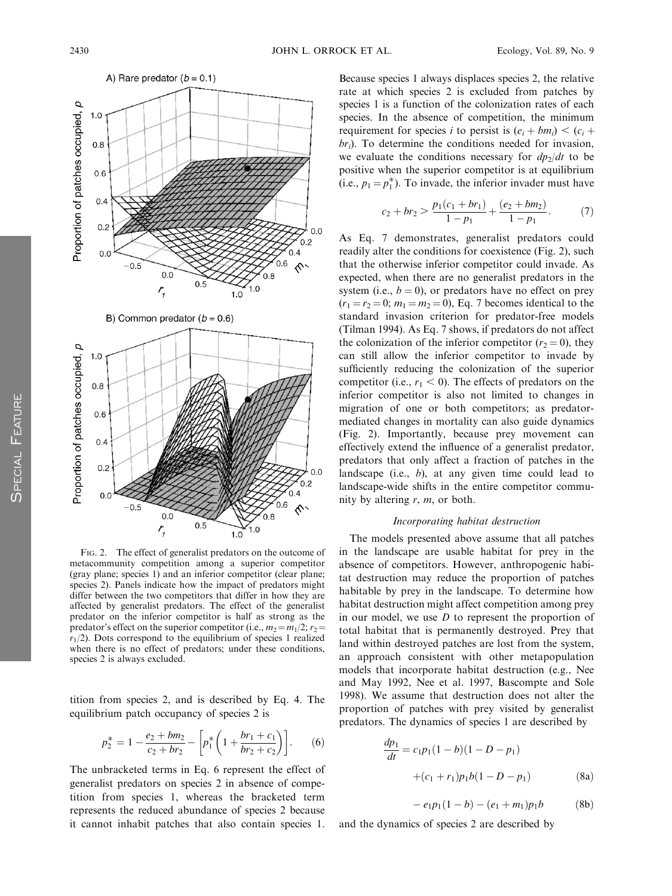A) Rare predator ($b = 0.1$)

B) Common predator ($b = 0.6$)

FIG. 2. The effect of generalist predators on the outcome of metacommunity competition among a superior competitor (gray plane; species 1) and an inferior competitor (clear plane; species 2). Panels indicate how the impact of predators might differ between the two competitors that differ in how they are affected by generalist predators. The effect of the generalist predator on the inferior competitor is half as strong as the predator's effect on the superior competitor (i.e., $m_2 = m_1/2$; $r_2 = r_1/2$). Dots correspond to the equilibrium of species 1 realized when there is no effect of predators; under these conditions, species 2 is always excluded.

tition from species 2, and is described by Eq. 4. The equilibrium patch occupancy of species 2 is

$$p_2^* = 1 - \frac{e_2 + bm_2}{c_2 + br_2} - \left[p_1^*\left(1 + \frac{br_1 + c_1}{br_2 + c_2}\right)\right]. \qquad (6)$$

The unbracketed terms in Eq. 6 represent the effect of generalist predators on species 2 in absence of competition from species 1, whereas the bracketed term represents the reduced abundance of species 2 because it cannot inhabit patches that also contain species 1. Because species 1 always displaces species 2, the relative rate at which species 2 is excluded from patches by species 1 is a function of the colonization rates of each species. In the absence of competition, the minimum requirement for species $i$ to persist is $(e_i + bm_i) < (c_i + br_i)$. To determine the conditions needed for invasion, we evaluate the conditions necessary for $dp_2/dt$ to be positive when the superior competitor is at equilibrium (i.e., $p_1 = p_1^*$). To invade, the inferior invader must have

$$c_2 + br_2 > \frac{p_1(c_1 + br_1)}{1 - p_1} + \frac{(e_2 + bm_2)}{1 - p_1}. \qquad (7)$$

As Eq. 7 demonstrates, generalist predators could readily alter the conditions for coexistence (Fig. 2), such that the otherwise inferior competitor could invade. As expected, when there are no generalist predators in the system (i.e., $b = 0$), or predators have no effect on prey ($r_1 = r_2 = 0$; $m_1 = m_2 = 0$), Eq. 7 becomes identical to the standard invasion criterion for predator-free models (Tilman 1994). As Eq. 7 shows, if predators do not affect the colonization of the inferior competitor ($r_2 = 0$), they can still allow the inferior competitor to invade by sufficiently reducing the colonization of the superior competitor (i.e., $r_1 < 0$). The effects of predators on the inferior competitor is also not limited to changes in migration of one or both competitors; as predator-mediated changes in mortality can also guide dynamics (Fig. 2). Importantly, because prey movement can effectively extend the influence of a generalist predator, predators that only affect a fraction of patches in the landscape (i.e., $b$), at any given time could lead to landscape-wide shifts in the entire competitor community by altering $r$, $m$, or both.

### *Incorporating habitat destruction*

The models presented above assume that all patches in the landscape are usable habitat for prey in the absence of competitors. However, anthropogenic habitat destruction may reduce the proportion of patches habitable by prey in the landscape. To determine how habitat destruction might affect competition among prey in our model, we use $D$ to represent the proportion of total habitat that is permanently destroyed. Prey that land within destroyed patches are lost from the system, an approach consistent with other metapopulation models that incorporate habitat destruction (e.g., Nee and May 1992, Nee et al. 1997, Bascompte and Sole 1998). We assume that destruction does not alter the proportion of patches with prey visited by generalist predators. The dynamics of species 1 are described by

$$\frac{dp_1}{dt} = c_1p_1(1 - b)(1 - D - p_1) + (c_1 + r_1)p_1b(1 - D - p_1) \qquad (8a)$$

$$- e_1p_1(1 - b) - (e_1 + m_1)p_1b \qquad (8b)$$

and the dynamics of species 2 are described by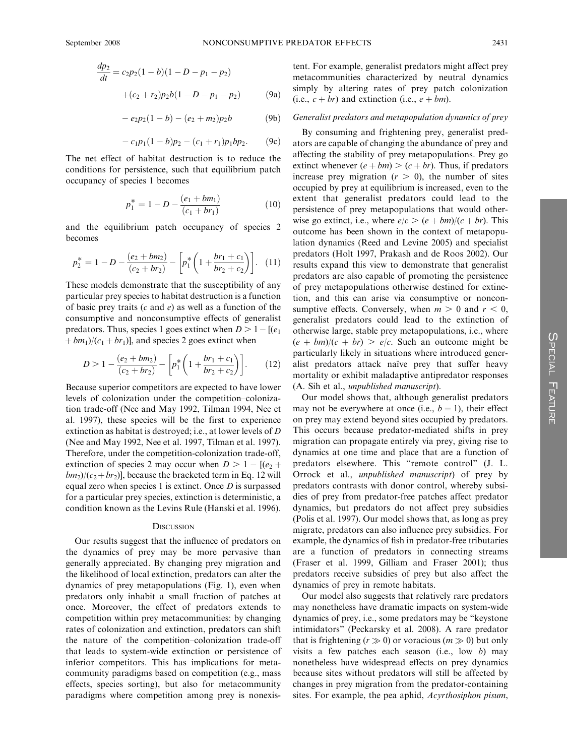$$\frac{dp_2}{dt} = c_2 p_2(1-b)(1-D-p_1-p_2)$$
$$+(c_2+r_2)p_2 b(1-D-p_1-p_2) \qquad (9a)$$
$$-e_2 p_2(1-b) - (e_2+m_2)p_2 b \qquad (9b)$$
$$-c_1 p_1(1-b)p_2 - (c_1+r_1)p_1 b p_2. \qquad (9c)$$

The net effect of habitat destruction is to reduce the conditions for persistence, such that equilibrium patch occupancy of species 1 becomes

$$p_1^* = 1 - D - \frac{(e_1+bm_1)}{(c_1+br_1)} \qquad (10)$$

and the equilibrium patch occupancy of species 2 becomes

$$p_2^* = 1 - D - \frac{(e_2+bm_2)}{(c_2+br_2)} - \left[p_1^*\left(1+\frac{br_1+c_1}{br_2+c_2}\right)\right]. \qquad (11)$$

These models demonstrate that the susceptibility of any particular prey species to habitat destruction is a function of basic prey traits ($c$ and $e$) as well as a function of the consumptive and nonconsumptive effects of generalist predators. Thus, species 1 goes extinct when $D > 1 - [(e_1 + bm_1)/(c_1 + br_1)]$, and species 2 goes extinct when

$$D > 1 - \frac{(e_2+bm_2)}{(c_2+br_2)} - \left[p_1^*\left(1+\frac{br_1+c_1}{br_2+c_2}\right)\right]. \qquad (12)$$

Because superior competitors are expected to have lower levels of colonization under the competition–colonization trade-off (Nee and May 1992, Tilman 1994, Nee et al. 1997), these species will be the first to experience extinction as habitat is destroyed; i.e., at lower levels of $D$ (Nee and May 1992, Nee et al. 1997, Tilman et al. 1997). Therefore, under the competition-colonization trade-off, extinction of species 2 may occur when $D > 1 - [(e_2 + bm_2)/(c_2 + br_2)]$, because the bracketed term in Eq. 12 will equal zero when species 1 is extinct. Once $D$ is surpassed for a particular prey species, extinction is deterministic, a condition known as the Levins Rule (Hanski et al. 1996).

## Discussion

Our results suggest that the influence of predators on the dynamics of prey may be more pervasive than generally appreciated. By changing prey migration and the likelihood of local extinction, predators can alter the dynamics of prey metapopulations (Fig. 1), even when predators only inhabit a small fraction of patches at once. Moreover, the effect of predators extends to competition within prey metacommunities: by changing rates of colonization and extinction, predators can shift the nature of the competition–colonization trade-off that leads to system-wide extinction or persistence of inferior competitors. This has implications for metacommunity paradigms based on competition (e.g., mass effects, species sorting), but also for metacommunity paradigms where competition among prey is nonexistent. For example, generalist predators might affect prey metacommunities characterized by neutral dynamics simply by altering rates of prey patch colonization (i.e., $c + br$) and extinction (i.e., $e + bm$).

### *Generalist predators and metapopulation dynamics of prey*

By consuming and frightening prey, generalist predators are capable of changing the abundance of prey and affecting the stability of prey metapopulations. Prey go extinct whenever $(e + bm) > (c + br)$. Thus, if predators increase prey migration ($r > 0$), the number of sites occupied by prey at equilibrium is increased, even to the extent that generalist predators could lead to the persistence of prey metapopulations that would otherwise go extinct, i.e., where $e/c > (e + bm)/(c + br)$. This outcome has been shown in the context of metapopulation dynamics (Reed and Levine 2005) and specialist predators (Holt 1997, Prakash and de Roos 2002). Our results expand this view to demonstrate that generalist predators are also capable of promoting the persistence of prey metapopulations otherwise destined for extinction, and this can arise via consumptive or nonconsumptive effects. Conversely, when $m > 0$ and $r < 0$, generalist predators could lead to the extinction of otherwise large, stable prey metapopulations, i.e., where $(e + bm)/(c + br) > e/c$. Such an outcome might be particularly likely in situations where introduced generalist predators attack naïve prey that suffer heavy mortality or exhibit maladaptive antipredator responses (A. Sih et al., *unpublished manuscript*).

Our model shows that, although generalist predators may not be everywhere at once (i.e., $b = 1$), their effect on prey may extend beyond sites occupied by predators. This occurs because predator-mediated shifts in prey migration can propagate entirely via prey, giving rise to dynamics at one time and place that are a function of predators elsewhere. This "remote control" (J. L. Orrock et al., *unpublished manuscript*) of prey by predators contrasts with donor control, whereby subsidies of prey from predator-free patches affect predator dynamics, but predators do not affect prey subsidies (Polis et al. 1997). Our model shows that, as long as prey migrate, predators can also influence prey subsidies. For example, the dynamics of fish in predator-free tributaries are a function of predators in connecting streams (Fraser et al. 1999, Gilliam and Fraser 2001); thus predators receive subsidies of prey but also affect the dynamics of prey in remote habitats.

Our model also suggests that relatively rare predators may nonetheless have dramatic impacts on system-wide dynamics of prey, i.e., some predators may be "keystone intimidators" (Peckarsky et al. 2008). A rare predator that is frightening ($r \gg 0$) or voracious ($m \gg 0$) but only visits a few patches each season (i.e., low $b$) may nonetheless have widespread effects on prey dynamics because sites without predators will still be affected by changes in prey migration from the predator-containing sites. For example, the pea aphid, *Acyrthosiphon pisum*,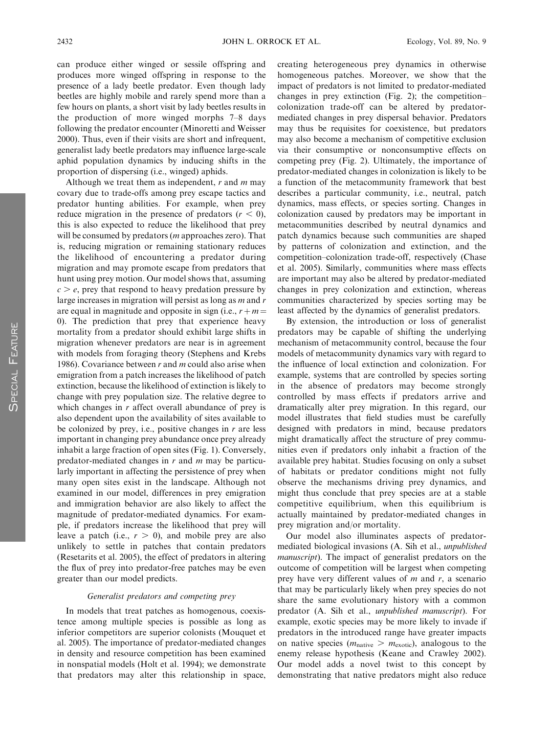can produce either winged or sessile offspring and produces more winged offspring in response to the presence of a lady beetle predator. Even though lady beetles are highly mobile and rarely spend more than a few hours on plants, a short visit by lady beetles results in the production of more winged morphs 7–8 days following the predator encounter (Minoretti and Weisser 2000). Thus, even if their visits are short and infrequent, generalist lady beetle predators may influence large-scale aphid population dynamics by inducing shifts in the proportion of dispersing (i.e., winged) aphids.

Although we treat them as independent, $r$ and $m$ may covary due to trade-offs among prey escape tactics and predator hunting abilities. For example, when prey reduce migration in the presence of predators ($r < 0$), this is also expected to reduce the likelihood that prey will be consumed by predators ($m$ approaches zero). That is, reducing migration or remaining stationary reduces the likelihood of encountering a predator during migration and may promote escape from predators that hunt using prey motion. Our model shows that, assuming $c > e$, prey that respond to heavy predation pressure by large increases in migration will persist as long as $m$ and $r$ are equal in magnitude and opposite in sign (i.e., $r + m = 0$). The prediction that prey that experience heavy mortality from a predator should exhibit large shifts in migration whenever predators are near is in agreement with models from foraging theory (Stephens and Krebs 1986). Covariance between $r$ and $m$ could also arise when emigration from a patch increases the likelihood of patch extinction, because the likelihood of extinction is likely to change with prey population size. The relative degree to which changes in $r$ affect overall abundance of prey is also dependent upon the availability of sites available to be colonized by prey, i.e., positive changes in $r$ are less important in changing prey abundance once prey already inhabit a large fraction of open sites (Fig. 1). Conversely, predator-mediated changes in $r$ and $m$ may be particularly important in affecting the persistence of prey when many open sites exist in the landscape. Although not examined in our model, differences in prey emigration and immigration behavior are also likely to affect the magnitude of predator-mediated dynamics. For example, if predators increase the likelihood that prey will leave a patch (i.e., $r > 0$), and mobile prey are also unlikely to settle in patches that contain predators (Resetarits et al. 2005), the effect of predators in altering the flux of prey into predator-free patches may be even greater than our model predicts.

### *Generalist predators and competing prey*

In models that treat patches as homogenous, coexistence among multiple species is possible as long as inferior competitors are superior colonists (Mouquet et al. 2005). The importance of predator-mediated changes in density and resource competition has been examined in nonspatial models (Holt et al. 1994); we demonstrate that predators may alter this relationship in space, creating heterogeneous prey dynamics in otherwise homogeneous patches. Moreover, we show that the impact of predators is not limited to predator-mediated changes in prey extinction (Fig. 2); the competition–colonization trade-off can be altered by predator-mediated changes in prey dispersal behavior. Predators may thus be requisites for coexistence, but predators may also become a mechanism of competitive exclusion via their consumptive or nonconsumptive effects on competing prey (Fig. 2). Ultimately, the importance of predator-mediated changes in colonization is likely to be a function of the metacommunity framework that best describes a particular community, i.e., neutral, patch dynamics, mass effects, or species sorting. Changes in colonization caused by predators may be important in metacommunities described by neutral dynamics and patch dynamics because such communities are shaped by patterns of colonization and extinction, and the competition–colonization trade-off, respectively (Chase et al. 2005). Similarly, communities where mass effects are important may also be altered by predator-mediated changes in prey colonization and extinction, whereas communities characterized by species sorting may be least affected by the dynamics of generalist predators.

By extension, the introduction or loss of generalist predators may be capable of shifting the underlying mechanism of metacommunity control, because the four models of metacommunity dynamics vary with regard to the influence of local extinction and colonization. For example, systems that are controlled by species sorting in the absence of predators may become strongly controlled by mass effects if predators arrive and dramatically alter prey migration. In this regard, our model illustrates that field studies must be carefully designed with predators in mind, because predators might dramatically affect the structure of prey communities even if predators only inhabit a fraction of the available prey habitat. Studies focusing on only a subset of habitats or predator conditions might not fully observe the mechanisms driving prey dynamics, and might thus conclude that prey species are at a stable competitive equilibrium, when this equilibrium is actually maintained by predator-mediated changes in prey migration and/or mortality.

Our model also illuminates aspects of predator-mediated biological invasions (A. Sih et al., *unpublished manuscript*). The impact of generalist predators on the outcome of competition will be largest when competing prey have very different values of $m$ and $r$, a scenario that may be particularly likely when prey species do not share the same evolutionary history with a common predator (A. Sih et al., *unpublished manuscript*). For example, exotic species may be more likely to invade if predators in the introduced range have greater impacts on native species ($m_{\text{native}} > m_{\text{exotic}}$), analogous to the enemy release hypothesis (Keane and Crawley 2002). Our model adds a novel twist to this concept by demonstrating that native predators might also reduce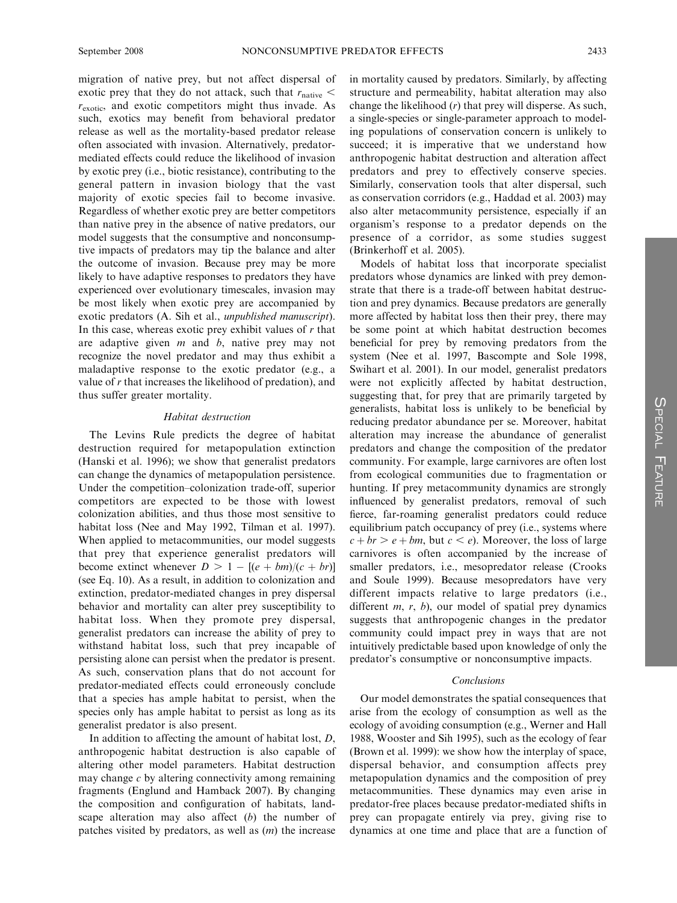migration of native prey, but not affect dispersal of exotic prey that they do not attack, such that $r_{\text{native}} < r_{\text{exotic}}$, and exotic competitors might thus invade. As such, exotics may benefit from behavioral predator release as well as the mortality-based predator release often associated with invasion. Alternatively, predator-mediated effects could reduce the likelihood of invasion by exotic prey (i.e., biotic resistance), contributing to the general pattern in invasion biology that the vast majority of exotic species fail to become invasive. Regardless of whether exotic prey are better competitors than native prey in the absence of native predators, our model suggests that the consumptive and nonconsumptive impacts of predators may tip the balance and alter the outcome of invasion. Because prey may be more likely to have adaptive responses to predators they have experienced over evolutionary timescales, invasion may be most likely when exotic prey are accompanied by exotic predators (A. Sih et al., *unpublished manuscript*). In this case, whereas exotic prey exhibit values of $r$ that are adaptive given $m$ and $b$, native prey may not recognize the novel predator and may thus exhibit a maladaptive response to the exotic predator (e.g., a value of $r$ that increases the likelihood of predation), and thus suffer greater mortality.

### *Habitat destruction*

The Levins Rule predicts the degree of habitat destruction required for metapopulation extinction (Hanski et al. 1996); we show that generalist predators can change the dynamics of metapopulation persistence. Under the competition–colonization trade-off, superior competitors are expected to be those with lowest colonization abilities, and thus those most sensitive to habitat loss (Nee and May 1992, Tilman et al. 1997). When applied to metacommunities, our model suggests that prey that experience generalist predators will become extinct whenever $D > 1 - [(e + bm)/(c + br)]$ (see Eq. 10). As a result, in addition to colonization and extinction, predator-mediated changes in prey dispersal behavior and mortality can alter prey susceptibility to habitat loss. When they promote prey dispersal, generalist predators can increase the ability of prey to withstand habitat loss, such that prey incapable of persisting alone can persist when the predator is present. As such, conservation plans that do not account for predator-mediated effects could erroneously conclude that a species has ample habitat to persist, when the species only has ample habitat to persist as long as its generalist predator is also present.

In addition to affecting the amount of habitat lost, $D$, anthropogenic habitat destruction is also capable of altering other model parameters. Habitat destruction may change $c$ by altering connectivity among remaining fragments (Englund and Hamback 2007). By changing the composition and configuration of habitats, landscape alteration may also affect ($b$) the number of patches visited by predators, as well as ($m$) the increase in mortality caused by predators. Similarly, by affecting structure and permeability, habitat alteration may also change the likelihood ($r$) that prey will disperse. As such, a single-species or single-parameter approach to modeling populations of conservation concern is unlikely to succeed; it is imperative that we understand how anthropogenic habitat destruction and alteration affect predators and prey to effectively conserve species. Similarly, conservation tools that alter dispersal, such as conservation corridors (e.g., Haddad et al. 2003) may also alter metacommunity persistence, especially if an organism's response to a predator depends on the presence of a corridor, as some studies suggest (Brinkerhoff et al. 2005).

Models of habitat loss that incorporate specialist predators whose dynamics are linked with prey demonstrate that there is a trade-off between habitat destruction and prey dynamics. Because predators are generally more affected by habitat loss then their prey, there may be some point at which habitat destruction becomes beneficial for prey by removing predators from the system (Nee et al. 1997, Bascompte and Sole 1998, Swihart et al. 2001). In our model, generalist predators were not explicitly affected by habitat destruction, suggesting that, for prey that are primarily targeted by generalists, habitat loss is unlikely to be beneficial by reducing predator abundance per se. Moreover, habitat alteration may increase the abundance of generalist predators and change the composition of the predator community. For example, large carnivores are often lost from ecological communities due to fragmentation or hunting. If prey metacommunity dynamics are strongly influenced by generalist predators, removal of such fierce, far-roaming generalist predators could reduce equilibrium patch occupancy of prey (i.e., systems where $c + br > e + bm$, but $c < e$). Moreover, the loss of large carnivores is often accompanied by the increase of smaller predators, i.e., mesopredator release (Crooks and Soule 1999). Because mesopredators have very different impacts relative to large predators (i.e., different $m$, $r$, $b$), our model of spatial prey dynamics suggests that anthropogenic changes in the predator community could impact prey in ways that are not intuitively predictable based upon knowledge of only the predator's consumptive or nonconsumptive impacts.

### *Conclusions*

Our model demonstrates the spatial consequences that arise from the ecology of consumption as well as the ecology of avoiding consumption (e.g., Werner and Hall 1988, Wooster and Sih 1995), such as the ecology of fear (Brown et al. 1999): we show how the interplay of space, dispersal behavior, and consumption affects prey metapopulation dynamics and the composition of prey metacommunities. These dynamics may even arise in predator-free places because predator-mediated shifts in prey can propagate entirely via prey, giving rise to dynamics at one time and place that are a function of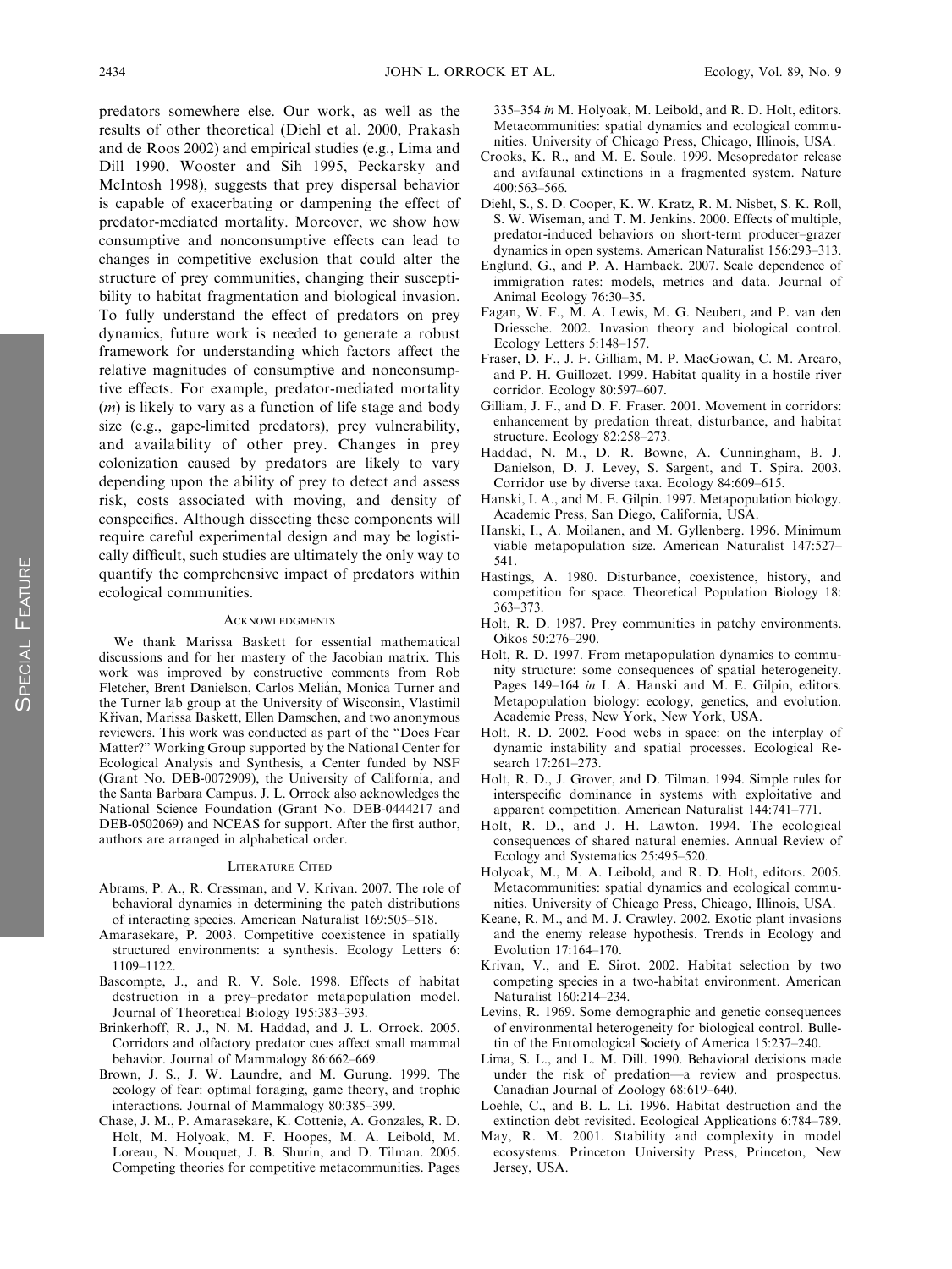predators somewhere else. Our work, as well as the results of other theoretical (Diehl et al. 2000, Prakash and de Roos 2002) and empirical studies (e.g., Lima and Dill 1990, Wooster and Sih 1995, Peckarsky and McIntosh 1998), suggests that prey dispersal behavior is capable of exacerbating or dampening the effect of predator-mediated mortality. Moreover, we show how consumptive and nonconsumptive effects can lead to changes in competitive exclusion that could alter the structure of prey communities, changing their susceptibility to habitat fragmentation and biological invasion. To fully understand the effect of predators on prey dynamics, future work is needed to generate a robust framework for understanding which factors affect the relative magnitudes of consumptive and nonconsumptive effects. For example, predator-mediated mortality ($m$) is likely to vary as a function of life stage and body size (e.g., gape-limited predators), prey vulnerability, and availability of other prey. Changes in prey colonization caused by predators are likely to vary depending upon the ability of prey to detect and assess risk, costs associated with moving, and density of conspecifics. Although dissecting these components will require careful experimental design and may be logistically difficult, such studies are ultimately the only way to quantify the comprehensive impact of predators within ecological communities.

## Acknowledgments

We thank Marissa Baskett for essential mathematical discussions and for her mastery of the Jacobian matrix. This work was improved by constructive comments from Rob Fletcher, Brent Danielson, Carlos Melián, Monica Turner and the Turner lab group at the University of Wisconsin, Vlastimil Křivan, Marissa Baskett, Ellen Damschen, and two anonymous reviewers. This work was conducted as part of the "Does Fear Matter?" Working Group supported by the National Center for Ecological Analysis and Synthesis, a Center funded by NSF (Grant No. DEB-0072909), the University of California, and the Santa Barbara Campus. J. L. Orrock also acknowledges the National Science Foundation (Grant No. DEB-0444217 and DEB-0502069) and NCEAS for support. After the first author, authors are arranged in alphabetical order.

## Literature Cited

Abrams, P. A., R. Cressman, and V. Krivan. 2007. The role of behavioral dynamics in determining the patch distributions of interacting species. American Naturalist 169:505–518.

Amarasekare, P. 2003. Competitive coexistence in spatially structured environments: a synthesis. Ecology Letters 6: 1109–1122.

Bascompte, J., and R. V. Sole. 1998. Effects of habitat destruction in a prey–predator metapopulation model. Journal of Theoretical Biology 195:383–393.

Brinkerhoff, R. J., N. M. Haddad, and J. L. Orrock. 2005. Corridors and olfactory predator cues affect small mammal behavior. Journal of Mammalogy 86:662–669.

Brown, J. S., J. W. Laundre, and M. Gurung. 1999. The ecology of fear: optimal foraging, game theory, and trophic interactions. Journal of Mammalogy 80:385–399.

Chase, J. M., P. Amarasekare, K. Cottenie, A. Gonzales, R. D. Holt, M. Holyoak, M. F. Hoopes, M. A. Leibold, M. Loreau, N. Mouquet, J. B. Shurin, and D. Tilman. 2005. Competing theories for competitive metacommunities. Pages 335–354 *in* M. Holyoak, M. Leibold, and R. D. Holt, editors. Metacommunities: spatial dynamics and ecological communities. University of Chicago Press, Chicago, Illinois, USA.

Crooks, K. R., and M. E. Soule. 1999. Mesopredator release and avifaunal extinctions in a fragmented system. Nature 400:563–566.

Diehl, S., S. D. Cooper, K. W. Kratz, R. M. Nisbet, S. K. Roll, S. W. Wiseman, and T. M. Jenkins. 2000. Effects of multiple, predator-induced behaviors on short-term producer–grazer dynamics in open systems. American Naturalist 156:293–313.

Englund, G., and P. A. Hamback. 2007. Scale dependence of immigration rates: models, metrics and data. Journal of Animal Ecology 76:30–35.

Fagan, W. F., M. A. Lewis, M. G. Neubert, and P. van den Driessche. 2002. Invasion theory and biological control. Ecology Letters 5:148–157.

Fraser, D. F., J. F. Gilliam, M. P. MacGowan, C. M. Arcaro, and P. H. Guillozet. 1999. Habitat quality in a hostile river corridor. Ecology 80:597–607.

Gilliam, J. F., and D. F. Fraser. 2001. Movement in corridors: enhancement by predation threat, disturbance, and habitat structure. Ecology 82:258–273.

Haddad, N. M., D. R. Bowne, A. Cunningham, B. J. Danielson, D. J. Levey, S. Sargent, and T. Spira. 2003. Corridor use by diverse taxa. Ecology 84:609–615.

Hanski, I. A., and M. E. Gilpin. 1997. Metapopulation biology. Academic Press, San Diego, California, USA.

Hanski, I., A. Moilanen, and M. Gyllenberg. 1996. Minimum viable metapopulation size. American Naturalist 147:527–541.

Hastings, A. 1980. Disturbance, coexistence, history, and competition for space. Theoretical Population Biology 18: 363–373.

Holt, R. D. 1987. Prey communities in patchy environments. Oikos 50:276–290.

Holt, R. D. 1997. From metapopulation dynamics to community structure: some consequences of spatial heterogeneity. Pages 149–164 *in* I. A. Hanski and M. E. Gilpin, editors. Metapopulation biology: ecology, genetics, and evolution. Academic Press, New York, New York, USA.

Holt, R. D. 2002. Food webs in space: on the interplay of dynamic instability and spatial processes. Ecological Research 17:261–273.

Holt, R. D., J. Grover, and D. Tilman. 1994. Simple rules for interspecific dominance in systems with exploitative and apparent competition. American Naturalist 144:741–771.

Holt, R. D., and J. H. Lawton. 1994. The ecological consequences of shared natural enemies. Annual Review of Ecology and Systematics 25:495–520.

Holyoak, M., M. A. Leibold, and R. D. Holt, editors. 2005. Metacommunities: spatial dynamics and ecological communities. University of Chicago Press, Chicago, Illinois, USA.

Keane, R. M., and M. J. Crawley. 2002. Exotic plant invasions and the enemy release hypothesis. Trends in Ecology and Evolution 17:164–170.

Krivan, V., and E. Sirot. 2002. Habitat selection by two competing species in a two-habitat environment. American Naturalist 160:214–234.

Levins, R. 1969. Some demographic and genetic consequences of environmental heterogeneity for biological control. Bulletin of the Entomological Society of America 15:237–240.

Lima, S. L., and L. M. Dill. 1990. Behavioral decisions made under the risk of predation—a review and prospectus. Canadian Journal of Zoology 68:619–640.

Loehle, C., and B. L. Li. 1996. Habitat destruction and the extinction debt revisited. Ecological Applications 6:784–789.

May, R. M. 2001. Stability and complexity in model ecosystems. Princeton University Press, Princeton, New Jersey, USA.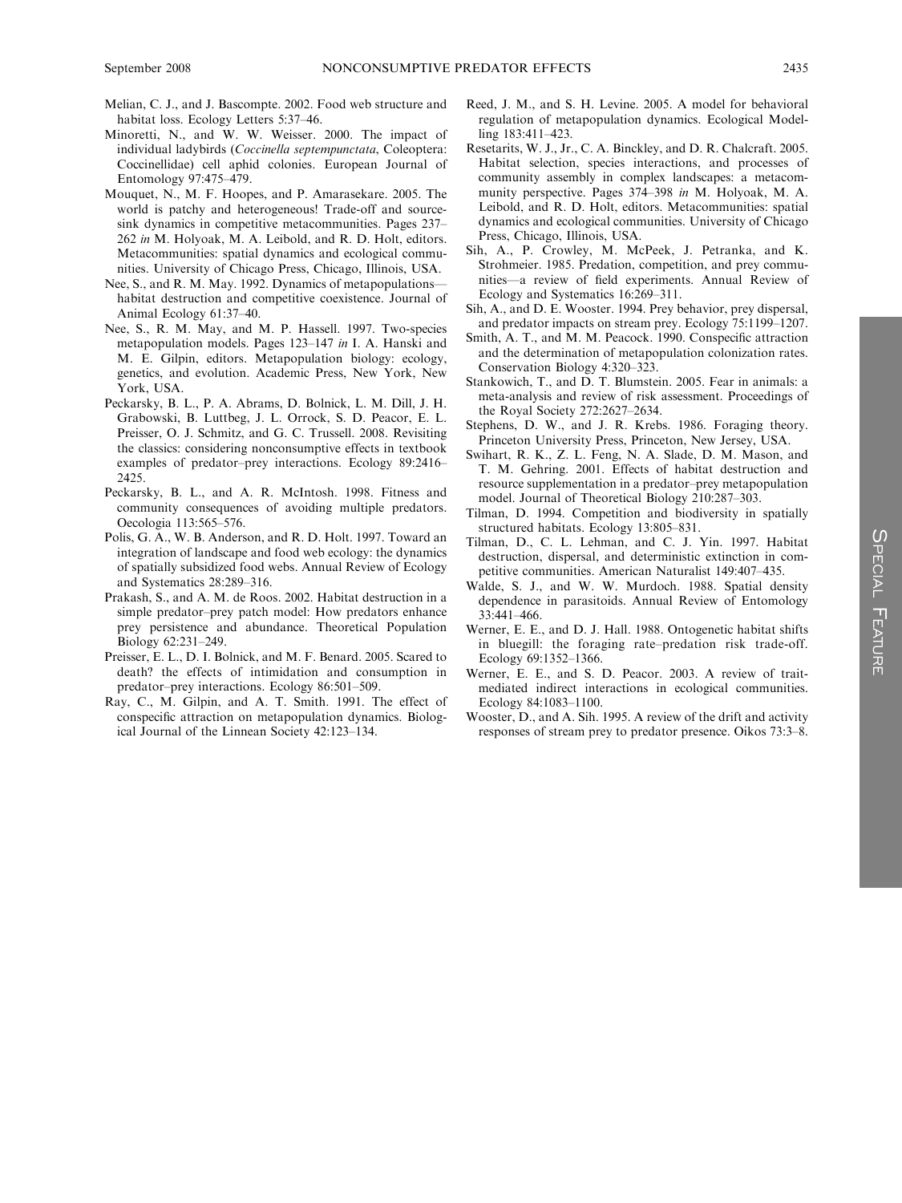Melian, C. J., and J. Bascompte. 2002. Food web structure and habitat loss. Ecology Letters 5:37–46.

Minoretti, N., and W. W. Weisser. 2000. The impact of individual ladybirds (*Coccinella septempunctata*, Coleoptera: Coccinellidae) cell aphid colonies. European Journal of Entomology 97:475–479.

Mouquet, N., M. F. Hoopes, and P. Amarasekare. 2005. The world is patchy and heterogeneous! Trade-off and source-sink dynamics in competitive metacommunities. Pages 237–262 *in* M. Holyoak, M. A. Leibold, and R. D. Holt, editors. Metacommunities: spatial dynamics and ecological communities. University of Chicago Press, Chicago, Illinois, USA.

Nee, S., and R. M. May. 1992. Dynamics of metapopulations—habitat destruction and competitive coexistence. Journal of Animal Ecology 61:37–40.

Nee, S., R. M. May, and M. P. Hassell. 1997. Two-species metapopulation models. Pages 123–147 *in* I. A. Hanski and M. E. Gilpin, editors. Metapopulation biology: ecology, genetics, and evolution. Academic Press, New York, New York, USA.

Peckarsky, B. L., P. A. Abrams, D. Bolnick, L. M. Dill, J. H. Grabowski, B. Luttbeg, J. L. Orrock, S. D. Peacor, E. L. Preisser, O. J. Schmitz, and G. C. Trussell. 2008. Revisiting the classics: considering nonconsumptive effects in textbook examples of predator–prey interactions. Ecology 89:2416–2425.

Peckarsky, B. L., and A. R. McIntosh. 1998. Fitness and community consequences of avoiding multiple predators. Oecologia 113:565–576.

Polis, G. A., W. B. Anderson, and R. D. Holt. 1997. Toward an integration of landscape and food web ecology: the dynamics of spatially subsidized food webs. Annual Review of Ecology and Systematics 28:289–316.

Prakash, S., and A. M. de Roos. 2002. Habitat destruction in a simple predator–prey patch model: How predators enhance prey persistence and abundance. Theoretical Population Biology 62:231–249.

Preisser, E. L., D. I. Bolnick, and M. F. Benard. 2005. Scared to death? the effects of intimidation and consumption in predator–prey interactions. Ecology 86:501–509.

Ray, C., M. Gilpin, and A. T. Smith. 1991. The effect of conspecific attraction on metapopulation dynamics. Biological Journal of the Linnean Society 42:123–134.

Reed, J. M., and S. H. Levine. 2005. A model for behavioral regulation of metapopulation dynamics. Ecological Modelling 183:411–423.

Resetarits, W. J., Jr., C. A. Binckley, and D. R. Chalcraft. 2005. Habitat selection, species interactions, and processes of community assembly in complex landscapes: a metacommunity perspective. Pages 374–398 *in* M. Holyoak, M. A. Leibold, and R. D. Holt, editors. Metacommunities: spatial dynamics and ecological communities. University of Chicago Press, Chicago, Illinois, USA.

Sih, A., P. Crowley, M. McPeek, J. Petranka, and K. Strohmeier. 1985. Predation, competition, and prey communities—a review of field experiments. Annual Review of Ecology and Systematics 16:269–311.

Sih, A., and D. E. Wooster. 1994. Prey behavior, prey dispersal, and predator impacts on stream prey. Ecology 75:1199–1207.

Smith, A. T., and M. M. Peacock. 1990. Conspecific attraction and the determination of metapopulation colonization rates. Conservation Biology 4:320–323.

Stankowich, T., and D. T. Blumstein. 2005. Fear in animals: a meta-analysis and review of risk assessment. Proceedings of the Royal Society 272:2627–2634.

Stephens, D. W., and J. R. Krebs. 1986. Foraging theory. Princeton University Press, Princeton, New Jersey, USA.

Swihart, R. K., Z. L. Feng, N. A. Slade, D. M. Mason, and T. M. Gehring. 2001. Effects of habitat destruction and resource supplementation in a predator–prey metapopulation model. Journal of Theoretical Biology 210:287–303.

Tilman, D. 1994. Competition and biodiversity in spatially structured habitats. Ecology 13:805–831.

Tilman, D., C. L. Lehman, and C. J. Yin. 1997. Habitat destruction, dispersal, and deterministic extinction in competitive communities. American Naturalist 149:407–435.

Walde, S. J., and W. W. Murdoch. 1988. Spatial density dependence in parasitoids. Annual Review of Entomology 33:441–466.

Werner, E. E., and D. J. Hall. 1988. Ontogenetic habitat shifts in bluegill: the foraging rate–predation risk trade-off. Ecology 69:1352–1366.

Werner, E. E., and S. D. Peacor. 2003. A review of trait-mediated indirect interactions in ecological communities. Ecology 84:1083–1100.

Wooster, D., and A. Sih. 1995. A review of the drift and activity responses of stream prey to predator presence. Oikos 73:3–8.